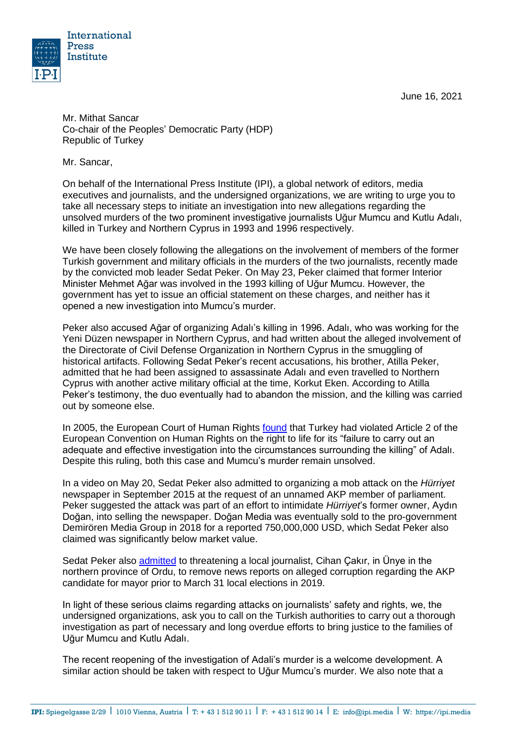International Press Institute

June 16, 2021

Mr. Mithat Sancar
Co-chair of the Peoples' Democratic Party (HDP)
Republic of Turkey

Mr. Sancar,

On behalf of the International Press Institute (IPI), a global network of editors, media executives and journalists, and the undersigned organizations, we are writing to urge you to take all necessary steps to initiate an investigation into new allegations regarding the unsolved murders of the two prominent investigative journalists Uğur Mumcu and Kutlu Adalı, killed in Turkey and Northern Cyprus in 1993 and 1996 respectively.

We have been closely following the allegations on the involvement of members of the former Turkish government and military officials in the murders of the two journalists, recently made by the convicted mob leader Sedat Peker. On May 23, Peker claimed that former Interior Minister Mehmet Ağar was involved in the 1993 killing of Uğur Mumcu. However, the government has yet to issue an official statement on these charges, and neither has it opened a new investigation into Mumcu's murder.

Peker also accused Ağar of organizing Adalı's killing in 1996. Adalı, who was working for the Yeni Düzen newspaper in Northern Cyprus, and had written about the alleged involvement of the Directorate of Civil Defense Organization in Northern Cyprus in the smuggling of historical artifacts. Following Sedat Peker's recent accusations, his brother, Atilla Peker, admitted that he had been assigned to assassinate Adalı and even travelled to Northern Cyprus with another active military official at the time, Korkut Eken. According to Atilla Peker's testimony, the duo eventually had to abandon the mission, and the killing was carried out by someone else.

In 2005, the European Court of Human Rights found that Turkey had violated Article 2 of the European Convention on Human Rights on the right to life for its "failure to carry out an adequate and effective investigation into the circumstances surrounding the killing" of Adalı. Despite this ruling, both this case and Mumcu's murder remain unsolved.

In a video on May 20, Sedat Peker also admitted to organizing a mob attack on the *Hürriyet* newspaper in September 2015 at the request of an unnamed AKP member of parliament. Peker suggested the attack was part of an effort to intimidate *Hürriyet*'s former owner, Aydın Doğan, into selling the newspaper. Doğan Media was eventually sold to the pro-government Demirören Media Group in 2018 for a reported 750,000,000 USD, which Sedat Peker also claimed was significantly below market value.

Sedat Peker also admitted to threatening a local journalist, Cihan Çakır, in Ünye in the northern province of Ordu, to remove news reports on alleged corruption regarding the AKP candidate for mayor prior to March 31 local elections in 2019.

In light of these serious claims regarding attacks on journalists' safety and rights, we, the undersigned organizations, ask you to call on the Turkish authorities to carry out a thorough investigation as part of necessary and long overdue efforts to bring justice to the families of Uğur Mumcu and Kutlu Adalı.

The recent reopening of the investigation of Adali's murder is a welcome development. A similar action should be taken with respect to Uğur Mumcu's murder. We also note that a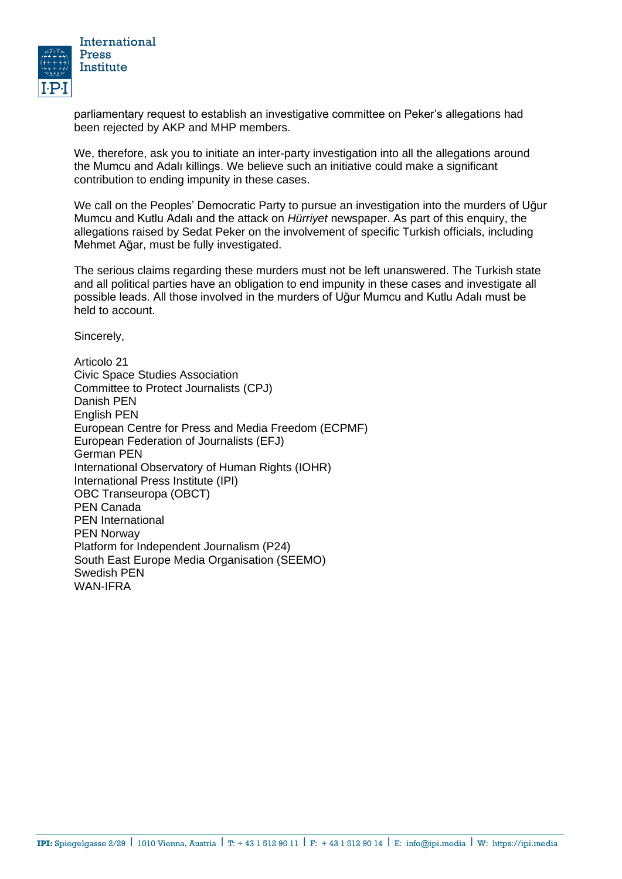parliamentary request to establish an investigative committee on Peker's allegations had been rejected by AKP and MHP members.

We, therefore, ask you to initiate an inter-party investigation into all the allegations around the Mumcu and Adalı killings. We believe such an initiative could make a significant contribution to ending impunity in these cases.

We call on the Peoples' Democratic Party to pursue an investigation into the murders of Uğur Mumcu and Kutlu Adalı and the attack on *Hürriyet* newspaper. As part of this enquiry, the allegations raised by Sedat Peker on the involvement of specific Turkish officials, including Mehmet Ağar, must be fully investigated.

The serious claims regarding these murders must not be left unanswered. The Turkish state and all political parties have an obligation to end impunity in these cases and investigate all possible leads. All those involved in the murders of Uğur Mumcu and Kutlu Adalı must be held to account.

Sincerely,

Articolo 21
Civic Space Studies Association
Committee to Protect Journalists (CPJ)
Danish PEN
English PEN
European Centre for Press and Media Freedom (ECPMF)
European Federation of Journalists (EFJ)
German PEN
International Observatory of Human Rights (IOHR)
International Press Institute (IPI)
OBC Transeuropa (OBCT)
PEN Canada
PEN International
PEN Norway
Platform for Independent Journalism (P24)
South East Europe Media Organisation (SEEMO)
Swedish PEN
WAN-IFRA